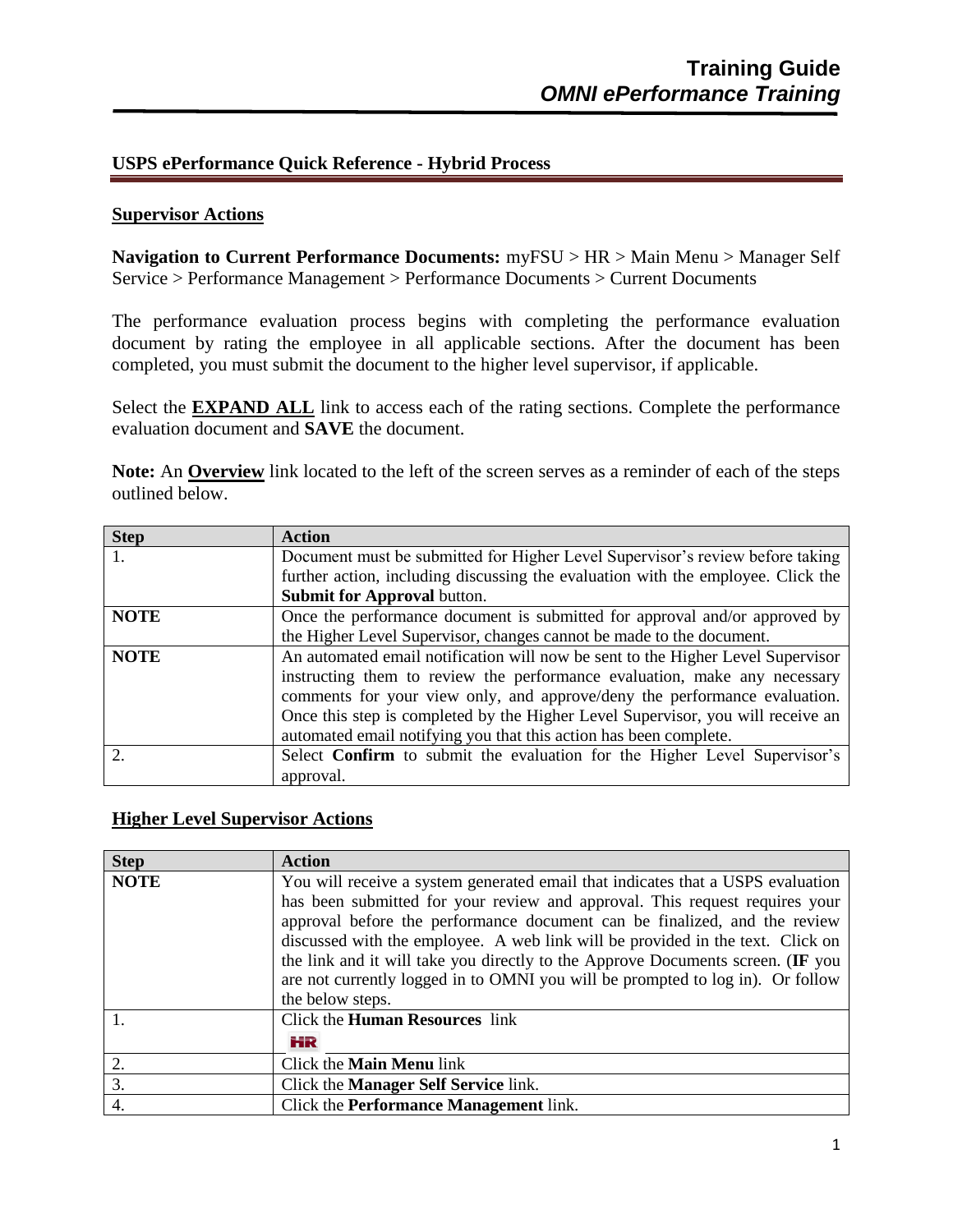## USPS ePerformance Quick Reference - Hybrid Process

### Supervisor Actions

**Navigation to Current Performance Documents:** myFSU > HR > Main Menu > Manager Self Service > Performance Management > Performance Documents > Current Documents

The performance evaluation process begins with completing the performance evaluation document by rating the employee in all applicable sections. After the document has been completed, you must submit the document to the higher level supervisor, if applicable.

Select the **EXPAND ALL** link to access each of the rating sections. Complete the performance evaluation document and **SAVE** the document.

**Note:** An **Overview** link located to the left of the screen serves as a reminder of each of the steps outlined below.

| Step | Action |
|---|---|
| 1. | Document must be submitted for Higher Level Supervisor's review before taking further action, including discussing the evaluation with the employee. Click the **Submit for Approval** button. |
| **NOTE** | Once the performance document is submitted for approval and/or approved by the Higher Level Supervisor, changes cannot be made to the document. |
| **NOTE** | An automated email notification will now be sent to the Higher Level Supervisor instructing them to review the performance evaluation, make any necessary comments for your view only, and approve/deny the performance evaluation. Once this step is completed by the Higher Level Supervisor, you will receive an automated email notifying you that this action has been complete. |
| 2. | Select **Confirm** to submit the evaluation for the Higher Level Supervisor's approval. |

### Higher Level Supervisor Actions

| Step | Action |
|---|---|
| **NOTE** | You will receive a system generated email that indicates that a USPS evaluation has been submitted for your review and approval. This request requires your approval before the performance document can be finalized, and the review discussed with the employee. A web link will be provided in the text. Click on the link and it will take you directly to the Approve Documents screen. (**IF** you are not currently logged in to OMNI you will be prompted to log in). Or follow the below steps. |
| 1. | Click the **Human Resources** link HR |
| 2. | Click the **Main Menu** link |
| 3. | Click the **Manager Self Service** link. |
| 4. | Click the **Performance Management** link. |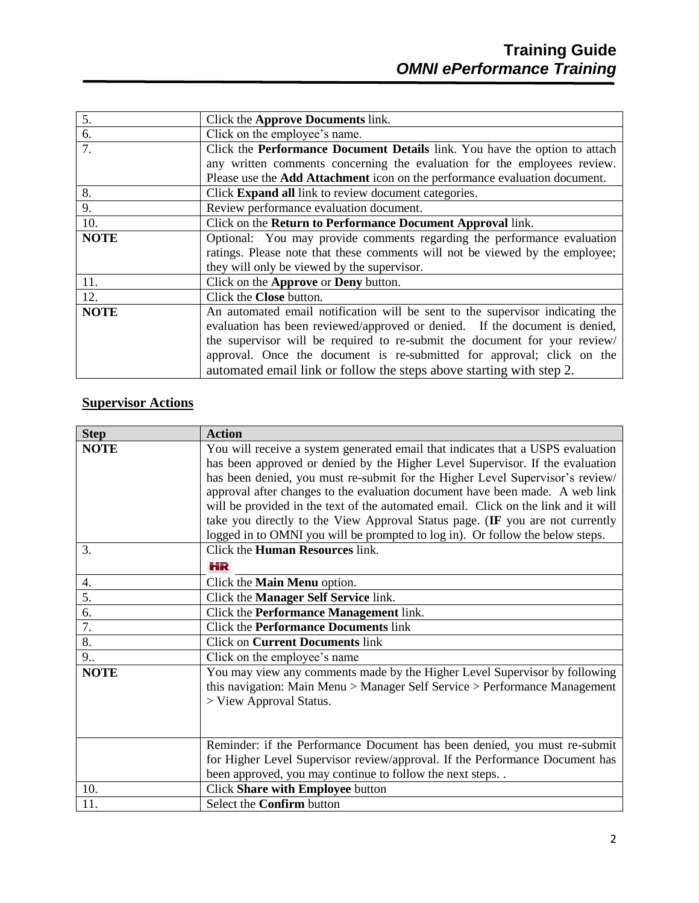| | |
|---|---|
| 5. | Click the **Approve Documents** link. |
| 6. | Click on the employee's name. |
| 7. | Click the **Performance Document Details** link. You have the option to attach any written comments concerning the evaluation for the employees review. Please use the **Add Attachment** icon on the performance evaluation document. |
| 8. | Click **Expand all** link to review document categories. |
| 9. | Review performance evaluation document. |
| 10. | Click on the **Return to Performance Document Approval** link. |
| **NOTE** | Optional: You may provide comments regarding the performance evaluation ratings. Please note that these comments will not be viewed by the employee; they will only be viewed by the supervisor. |
| 11. | Click on the **Approve** or **Deny** button. |
| 12. | Click the **Close** button. |
| **NOTE** | An automated email notification will be sent to the supervisor indicating the evaluation has been reviewed/approved or denied. If the document is denied, the supervisor will be required to re-submit the document for your review/ approval. Once the document is re-submitted for approval; click on the automated email link or follow the steps above starting with step 2. |

## Supervisor Actions

| Step | Action |
|---|---|
| **NOTE** | You will receive a system generated email that indicates that a USPS evaluation has been approved or denied by the Higher Level Supervisor. If the evaluation has been denied, you must re-submit for the Higher Level Supervisor's review/ approval after changes to the evaluation document have been made. A web link will be provided in the text of the automated email. Click on the link and it will take you directly to the View Approval Status page. (**IF** you are not currently logged in to OMNI you will be prompted to log in). Or follow the below steps. |
| 3. | Click the **Human Resources** link. HR |
| 4. | Click the **Main Menu** option. |
| 5. | Click the **Manager Self Service** link. |
| 6. | Click the **Performance Management** link. |
| 7. | Click the **Performance Documents** link |
| 8. | Click on **Current Documents** link |
| 9.. | Click on the employee's name |
| **NOTE** | You may view any comments made by the Higher Level Supervisor by following this navigation: Main Menu > Manager Self Service > Performance Management > View Approval Status. |
| | Reminder: if the Performance Document has been denied, you must re-submit for Higher Level Supervisor review/approval. If the Performance Document has been approved, you may continue to follow the next steps. . |
| 10. | Click **Share with Employee** button |
| 11. | Select the **Confirm** button |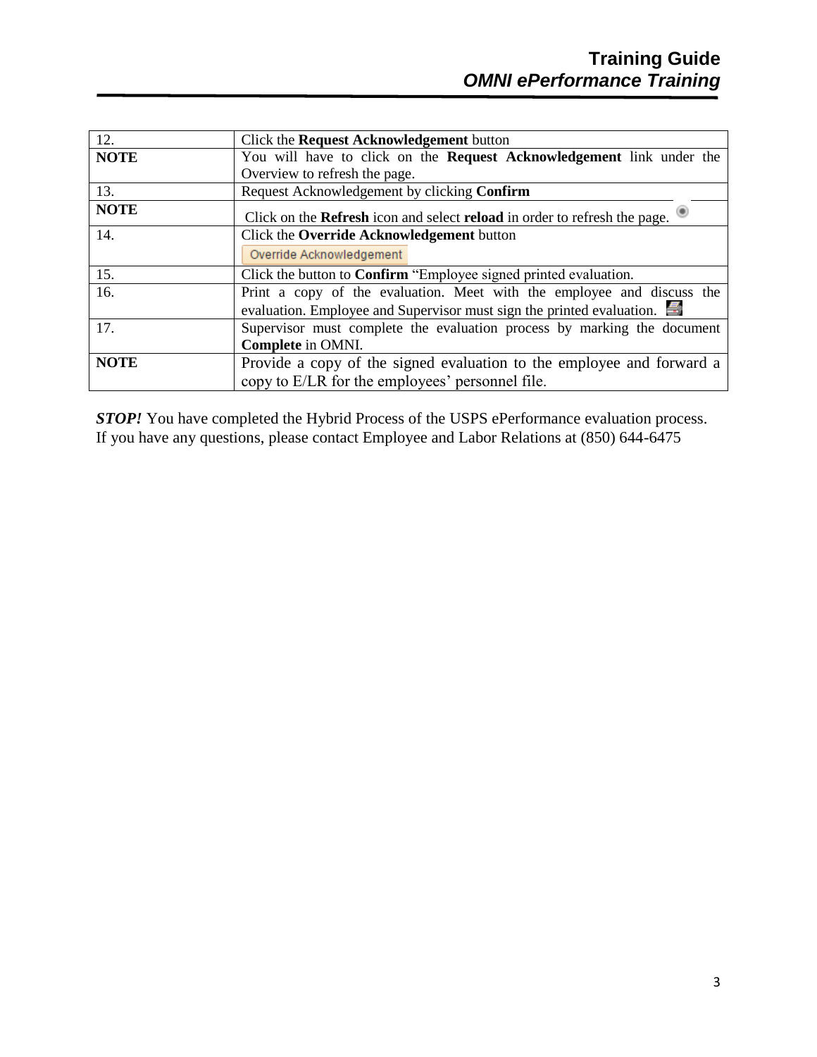| | |
|---|---|
| 12. | Click the **Request Acknowledgement** button |
| **NOTE** | You will have to click on the **Request Acknowledgement** link under the Overview to refresh the page. |
| 13. | Request Acknowledgement by clicking **Confirm** |
| **NOTE** | Click on the **Refresh** icon and select **reload** in order to refresh the page. |
| 14. | Click the **Override Acknowledgement** button<br>Override Acknowledgement |
| 15. | Click the button to **Confirm** "Employee signed printed evaluation. |
| 16. | Print a copy of the evaluation. Meet with the employee and discuss the evaluation. Employee and Supervisor must sign the printed evaluation. |
| 17. | Supervisor must complete the evaluation process by marking the document **Complete** in OMNI. |
| **NOTE** | Provide a copy of the signed evaluation to the employee and forward a copy to E/LR for the employees' personnel file. |

***STOP!*** You have completed the Hybrid Process of the USPS ePerformance evaluation process.
If you have any questions, please contact Employee and Labor Relations at (850) 644-6475